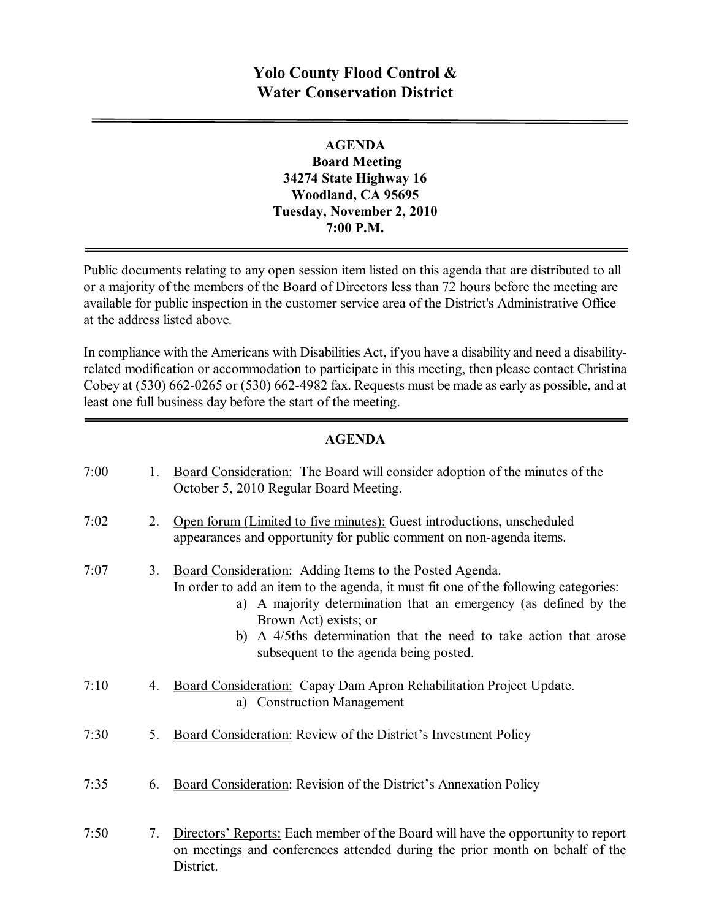# Yolo County Flood Control & Water Conservation District

---

**AGENDA**
**Board Meeting**
**34274 State Highway 16**
**Woodland, CA 95695**
**Tuesday, November 2, 2010**
**7:00 P.M.**

---

Public documents relating to any open session item listed on this agenda that are distributed to all or a majority of the members of the Board of Directors less than 72 hours before the meeting are available for public inspection in the customer service area of the District's Administrative Office at the address listed above.

In compliance with the Americans with Disabilities Act, if you have a disability and need a disability-related modification or accommodation to participate in this meeting, then please contact Christina Cobey at (530) 662-0265 or (530) 662-4982 fax. Requests must be made as early as possible, and at least one full business day before the start of the meeting.

---

## AGENDA

7:00 1. Board Consideration: The Board will consider adoption of the minutes of the October 5, 2010 Regular Board Meeting.

7:02 2. Open forum (Limited to five minutes): Guest introductions, unscheduled appearances and opportunity for public comment on non-agenda items.

7:07 3. Board Consideration: Adding Items to the Posted Agenda.
In order to add an item to the agenda, it must fit one of the following categories:
   a) A majority determination that an emergency (as defined by the Brown Act) exists; or
   b) A 4/5ths determination that the need to take action that arose subsequent to the agenda being posted.

7:10 4. Board Consideration: Capay Dam Apron Rehabilitation Project Update.
   a) Construction Management

7:30 5. Board Consideration: Review of the District's Investment Policy

7:35 6. Board Consideration: Revision of the District's Annexation Policy

7:50 7. Directors' Reports: Each member of the Board will have the opportunity to report on meetings and conferences attended during the prior month on behalf of the District.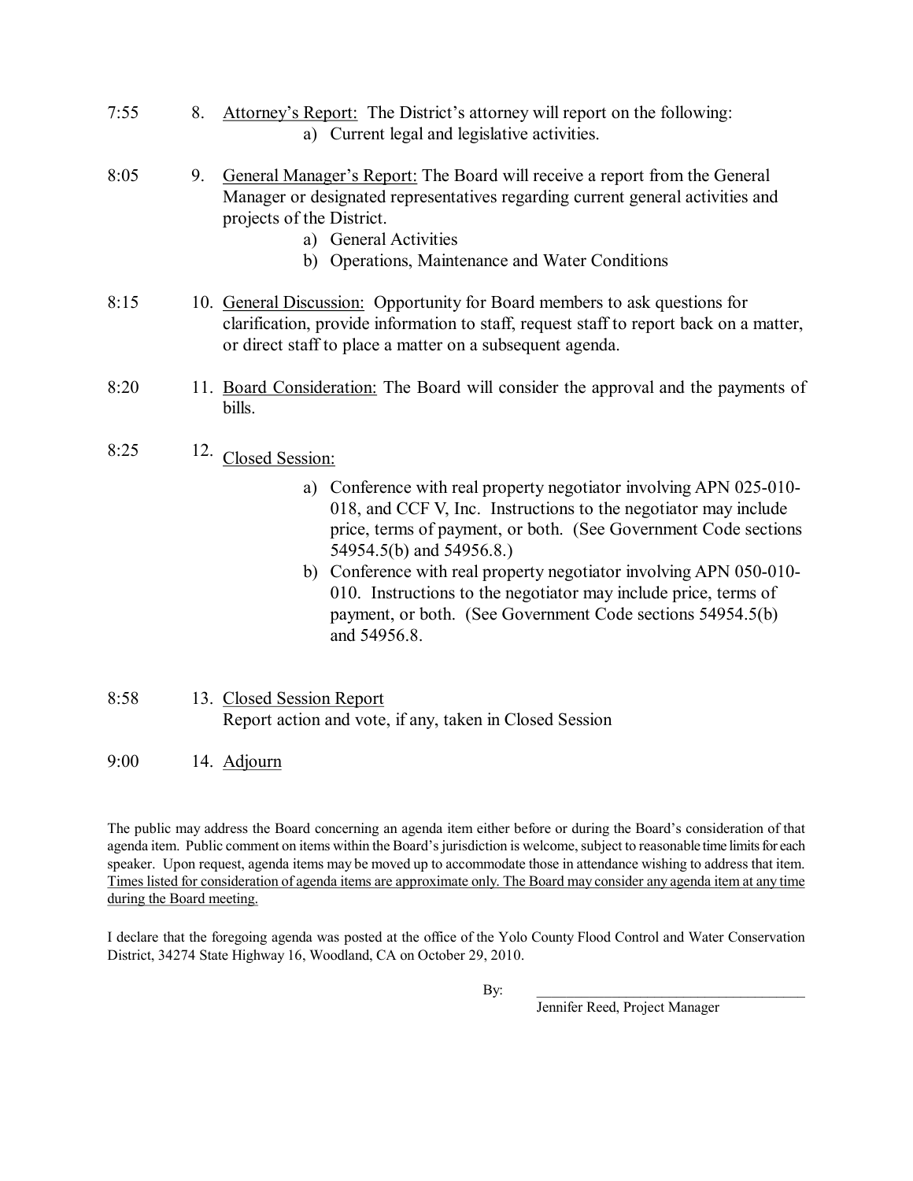7:55 8. Attorney's Report: The District's attorney will report on the following:

a) Current legal and legislative activities.

8:05 9. General Manager's Report: The Board will receive a report from the General Manager or designated representatives regarding current general activities and projects of the District.

a) General Activities

b) Operations, Maintenance and Water Conditions

8:15 10. General Discussion: Opportunity for Board members to ask questions for clarification, provide information to staff, request staff to report back on a matter, or direct staff to place a matter on a subsequent agenda.

8:20 11. Board Consideration: The Board will consider the approval and the payments of bills.

8:25 12. Closed Session:

a) Conference with real property negotiator involving APN 025-010-018, and CCF V, Inc. Instructions to the negotiator may include price, terms of payment, or both. (See Government Code sections 54954.5(b) and 54956.8.)

b) Conference with real property negotiator involving APN 050-010-010. Instructions to the negotiator may include price, terms of payment, or both. (See Government Code sections 54954.5(b) and 54956.8.

8:58 13. Closed Session Report

Report action and vote, if any, taken in Closed Session

9:00 14. Adjourn

The public may address the Board concerning an agenda item either before or during the Board's consideration of that agenda item. Public comment on items within the Board's jurisdiction is welcome, subject to reasonable time limits for each speaker. Upon request, agenda items may be moved up to accommodate those in attendance wishing to address that item. Times listed for consideration of agenda items are approximate only. The Board may consider any agenda item at any time during the Board meeting.

I declare that the foregoing agenda was posted at the office of the Yolo County Flood Control and Water Conservation District, 34274 State Highway 16, Woodland, CA on October 29, 2010.

By: ______________________________

Jennifer Reed, Project Manager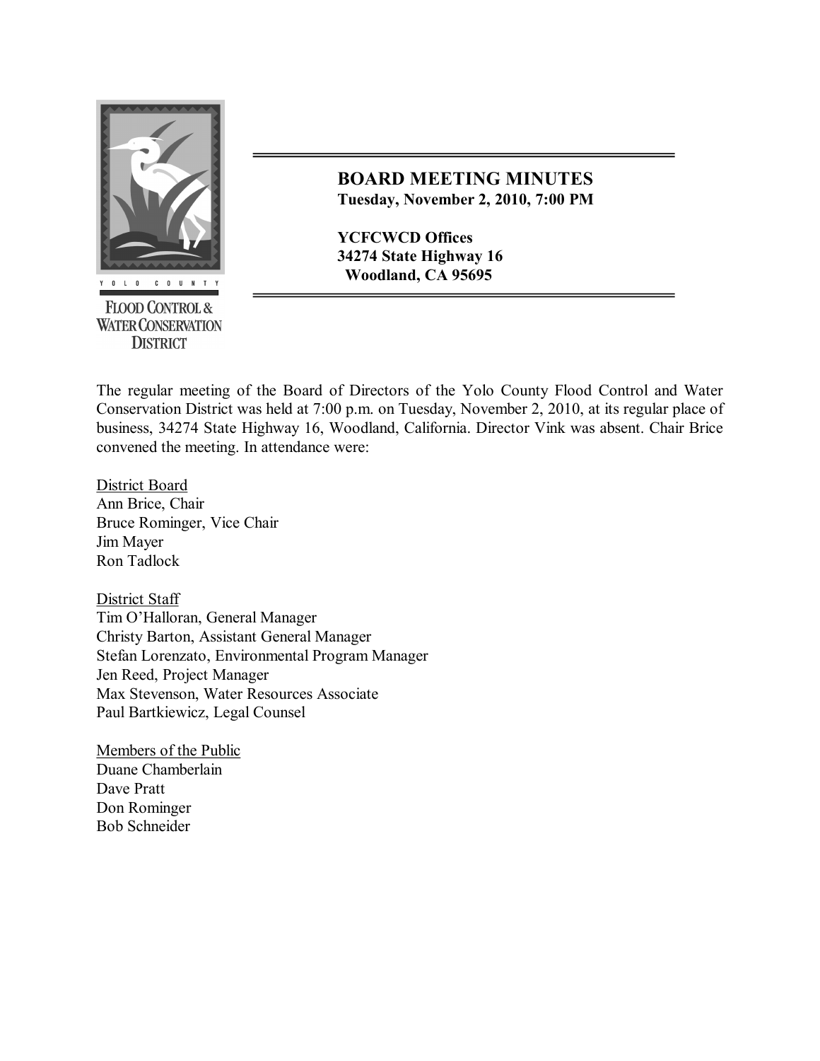YOLO COUNTY

FLOOD CONTROL & WATER CONSERVATION DISTRICT

# BOARD MEETING MINUTES

**Tuesday, November 2, 2010, 7:00 PM**

**YCFCWCD Offices**
**34274 State Highway 16**
**Woodland, CA 95695**

The regular meeting of the Board of Directors of the Yolo County Flood Control and Water Conservation District was held at 7:00 p.m. on Tuesday, November 2, 2010, at its regular place of business, 34274 State Highway 16, Woodland, California. Director Vink was absent. Chair Brice convened the meeting. In attendance were:

<u>District Board</u>
Ann Brice, Chair
Bruce Rominger, Vice Chair
Jim Mayer
Ron Tadlock

<u>District Staff</u>
Tim O'Halloran, General Manager
Christy Barton, Assistant General Manager
Stefan Lorenzato, Environmental Program Manager
Jen Reed, Project Manager
Max Stevenson, Water Resources Associate
Paul Bartkiewicz, Legal Counsel

<u>Members of the Public</u>
Duane Chamberlain
Dave Pratt
Don Rominger
Bob Schneider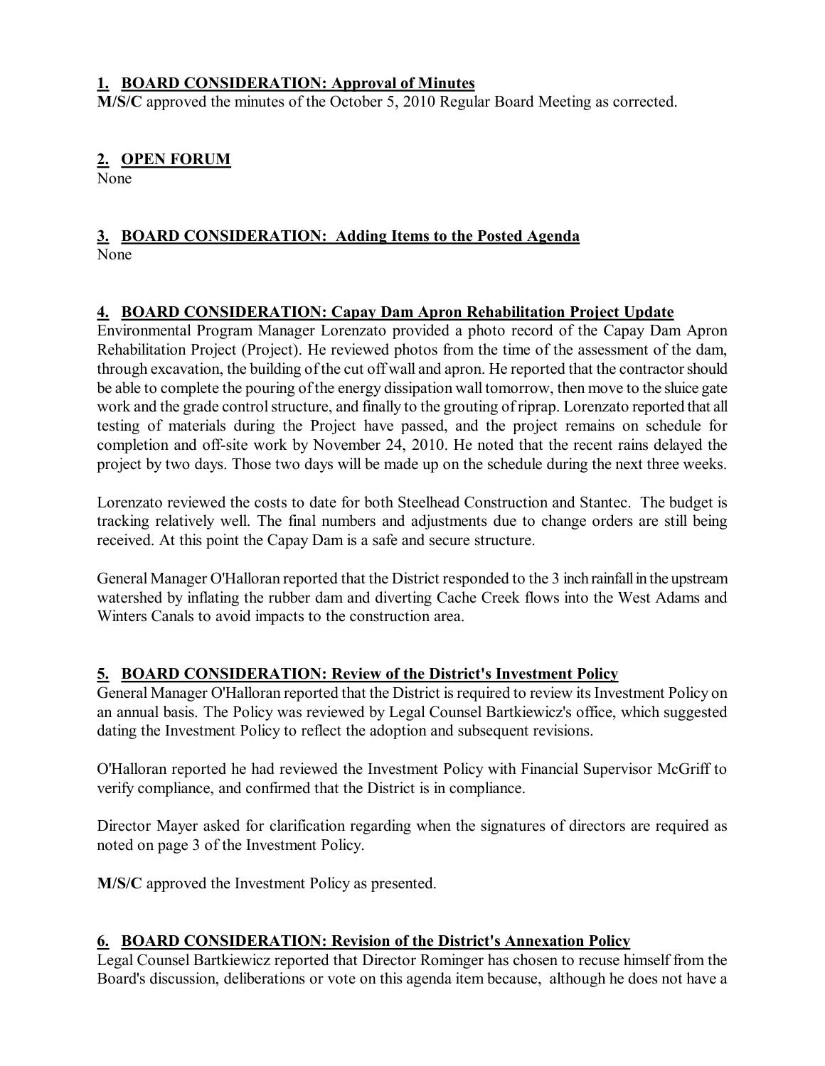## 1. BOARD CONSIDERATION: Approval of Minutes

**M/S/C** approved the minutes of the October 5, 2010 Regular Board Meeting as corrected.

## 2. OPEN FORUM

None

## 3. BOARD CONSIDERATION: Adding Items to the Posted Agenda

None

## 4. BOARD CONSIDERATION: Capay Dam Apron Rehabilitation Project Update

Environmental Program Manager Lorenzato provided a photo record of the Capay Dam Apron Rehabilitation Project (Project). He reviewed photos from the time of the assessment of the dam, through excavation, the building of the cut off wall and apron. He reported that the contractor should be able to complete the pouring of the energy dissipation wall tomorrow, then move to the sluice gate work and the grade control structure, and finally to the grouting of riprap. Lorenzato reported that all testing of materials during the Project have passed, and the project remains on schedule for completion and off-site work by November 24, 2010. He noted that the recent rains delayed the project by two days. Those two days will be made up on the schedule during the next three weeks.

Lorenzato reviewed the costs to date for both Steelhead Construction and Stantec. The budget is tracking relatively well. The final numbers and adjustments due to change orders are still being received. At this point the Capay Dam is a safe and secure structure.

General Manager O'Halloran reported that the District responded to the 3 inch rainfall in the upstream watershed by inflating the rubber dam and diverting Cache Creek flows into the West Adams and Winters Canals to avoid impacts to the construction area.

## 5. BOARD CONSIDERATION: Review of the District's Investment Policy

General Manager O'Halloran reported that the District is required to review its Investment Policy on an annual basis. The Policy was reviewed by Legal Counsel Bartkiewicz's office, which suggested dating the Investment Policy to reflect the adoption and subsequent revisions.

O'Halloran reported he had reviewed the Investment Policy with Financial Supervisor McGriff to verify compliance, and confirmed that the District is in compliance.

Director Mayer asked for clarification regarding when the signatures of directors are required as noted on page 3 of the Investment Policy.

**M/S/C** approved the Investment Policy as presented.

## 6. BOARD CONSIDERATION: Revision of the District's Annexation Policy

Legal Counsel Bartkiewicz reported that Director Rominger has chosen to recuse himself from the Board's discussion, deliberations or vote on this agenda item because, although he does not have a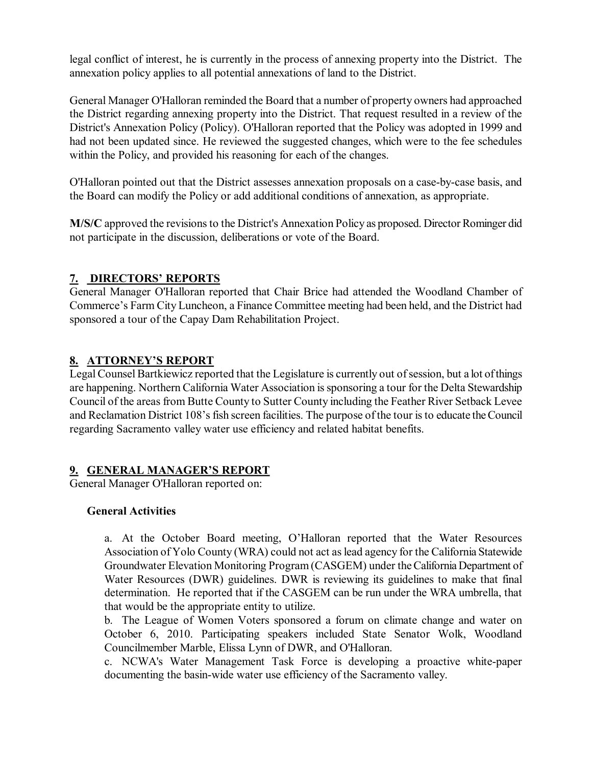legal conflict of interest, he is currently in the process of annexing property into the District. The annexation policy applies to all potential annexations of land to the District.

General Manager O'Halloran reminded the Board that a number of property owners had approached the District regarding annexing property into the District. That request resulted in a review of the District's Annexation Policy (Policy). O'Halloran reported that the Policy was adopted in 1999 and had not been updated since. He reviewed the suggested changes, which were to the fee schedules within the Policy, and provided his reasoning for each of the changes.

O'Halloran pointed out that the District assesses annexation proposals on a case-by-case basis, and the Board can modify the Policy or add additional conditions of annexation, as appropriate.

**M/S/C** approved the revisions to the District's Annexation Policy as proposed. Director Rominger did not participate in the discussion, deliberations or vote of the Board.

## 7. DIRECTORS' REPORTS

General Manager O'Halloran reported that Chair Brice had attended the Woodland Chamber of Commerce's Farm City Luncheon, a Finance Committee meeting had been held, and the District had sponsored a tour of the Capay Dam Rehabilitation Project.

## 8. ATTORNEY'S REPORT

Legal Counsel Bartkiewicz reported that the Legislature is currently out of session, but a lot of things are happening. Northern California Water Association is sponsoring a tour for the Delta Stewardship Council of the areas from Butte County to Sutter County including the Feather River Setback Levee and Reclamation District 108's fish screen facilities. The purpose of the tour is to educate the Council regarding Sacramento valley water use efficiency and related habitat benefits.

## 9. GENERAL MANAGER'S REPORT

General Manager O'Halloran reported on:

**General Activities**

a. At the October Board meeting, O'Halloran reported that the Water Resources Association of Yolo County (WRA) could not act as lead agency for the California Statewide Groundwater Elevation Monitoring Program (CASGEM) under the California Department of Water Resources (DWR) guidelines. DWR is reviewing its guidelines to make that final determination. He reported that if the CASGEM can be run under the WRA umbrella, that that would be the appropriate entity to utilize.

b. The League of Women Voters sponsored a forum on climate change and water on October 6, 2010. Participating speakers included State Senator Wolk, Woodland Councilmember Marble, Elissa Lynn of DWR, and O'Halloran.

c. NCWA's Water Management Task Force is developing a proactive white-paper documenting the basin-wide water use efficiency of the Sacramento valley.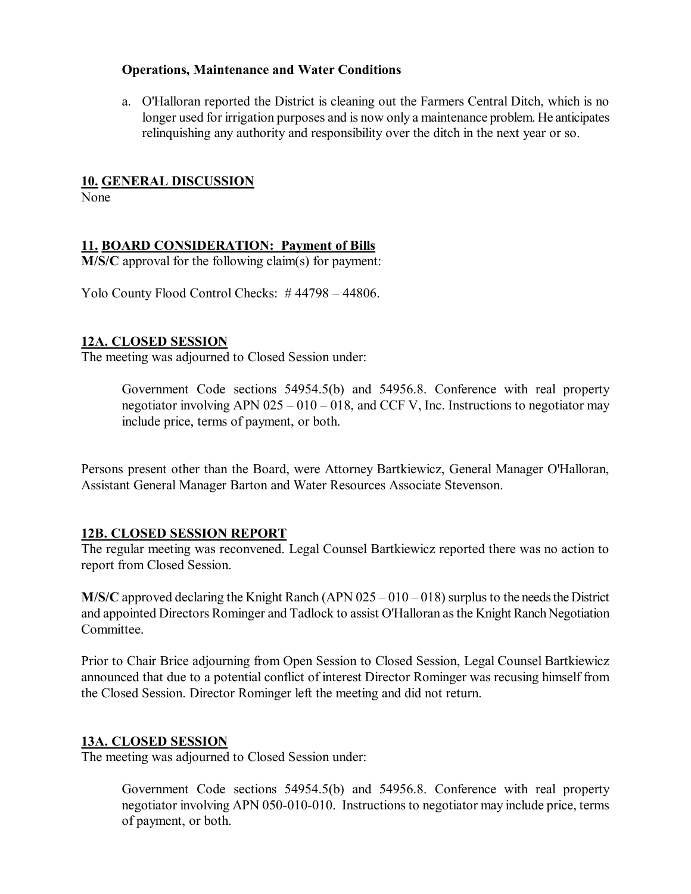**Operations, Maintenance and Water Conditions**

a. O'Halloran reported the District is cleaning out the Farmers Central Ditch, which is no longer used for irrigation purposes and is now only a maintenance problem. He anticipates relinquishing any authority and responsibility over the ditch in the next year or so.

## 10. GENERAL DISCUSSION

None

## 11. BOARD CONSIDERATION: Payment of Bills

**M/S/C** approval for the following claim(s) for payment:

Yolo County Flood Control Checks: # 44798 – 44806.

## 12A. CLOSED SESSION

The meeting was adjourned to Closed Session under:

> Government Code sections 54954.5(b) and 54956.8. Conference with real property negotiator involving APN 025 – 010 – 018, and CCF V, Inc. Instructions to negotiator may include price, terms of payment, or both.

Persons present other than the Board, were Attorney Bartkiewicz, General Manager O'Halloran, Assistant General Manager Barton and Water Resources Associate Stevenson.

## 12B. CLOSED SESSION REPORT

The regular meeting was reconvened. Legal Counsel Bartkiewicz reported there was no action to report from Closed Session.

**M/S/C** approved declaring the Knight Ranch (APN 025 – 010 – 018) surplus to the needs the District and appointed Directors Rominger and Tadlock to assist O'Halloran as the Knight Ranch Negotiation Committee.

Prior to Chair Brice adjourning from Open Session to Closed Session, Legal Counsel Bartkiewicz announced that due to a potential conflict of interest Director Rominger was recusing himself from the Closed Session. Director Rominger left the meeting and did not return.

## 13A. CLOSED SESSION

The meeting was adjourned to Closed Session under:

> Government Code sections 54954.5(b) and 54956.8. Conference with real property negotiator involving APN 050-010-010. Instructions to negotiator may include price, terms of payment, or both.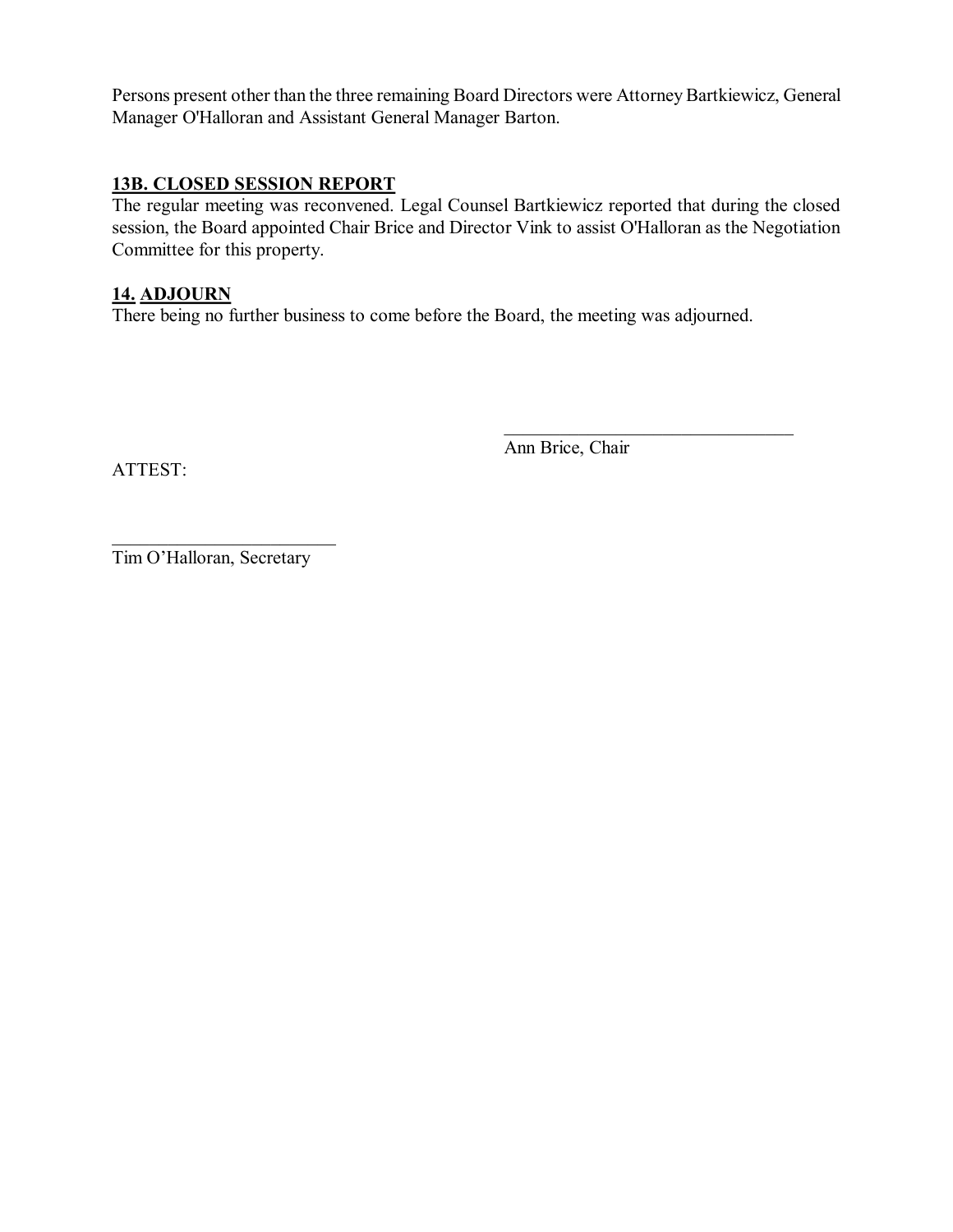Persons present other than the three remaining Board Directors were Attorney Bartkiewicz, General Manager O'Halloran and Assistant General Manager Barton.

**13B. CLOSED SESSION REPORT**

The regular meeting was reconvened. Legal Counsel Bartkiewicz reported that during the closed session, the Board appointed Chair Brice and Director Vink to assist O'Halloran as the Negotiation Committee for this property.

**14. ADJOURN**

There being no further business to come before the Board, the meeting was adjourned.

\_\_\_\_\_\_\_\_\_\_\_\_\_\_\_\_\_\_\_\_\_\_\_\_\_\_\_\_\_\_\_\_
Ann Brice, Chair

ATTEST:

\_\_\_\_\_\_\_\_\_\_\_\_\_\_\_\_\_\_\_\_\_\_\_\_\_\_
Tim O'Halloran, Secretary